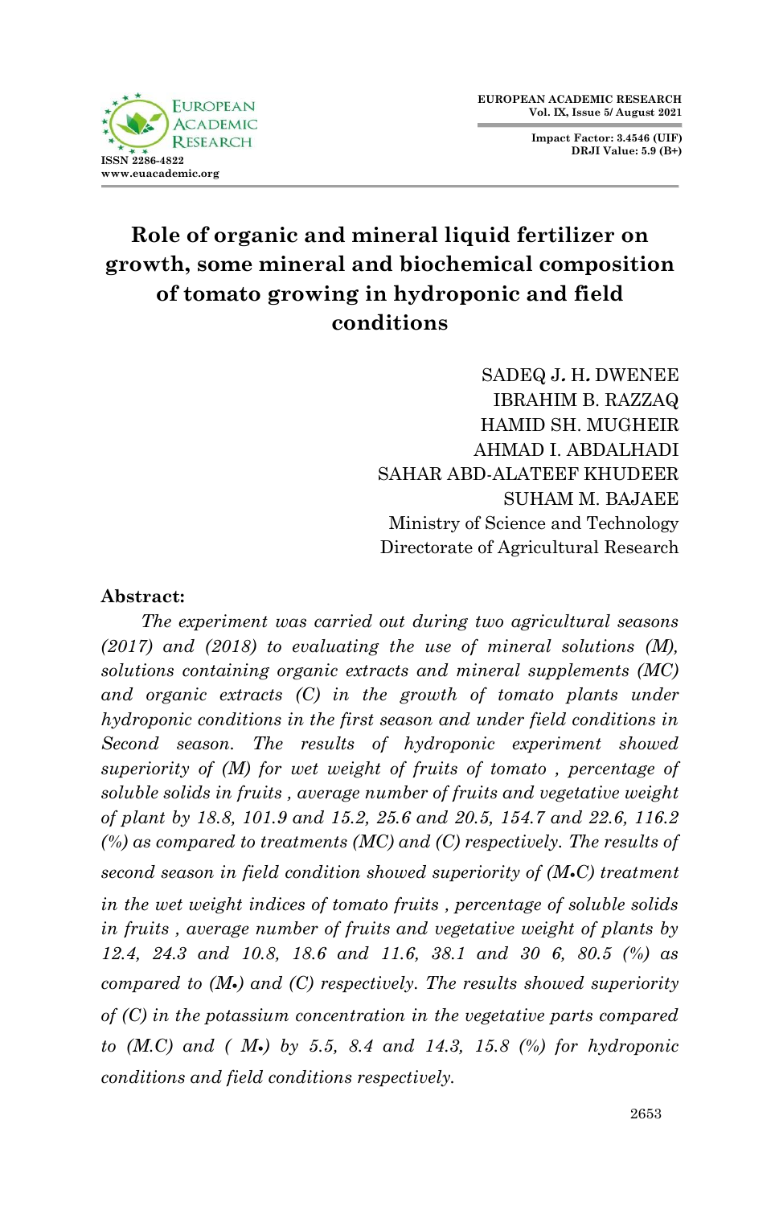# Role of organic and mineral liquid fertilizer on growth, some mineral and biochemical composition of tomato growing in hydroponic and field conditions

SADEQ J. H. DWENEE
IBRAHIM B. RAZZAQ
HAMID SH. MUGHEIR
AHMAD I. ABDALHADI
SAHAR ABD-ALATEEF KHUDEER
SUHAM M. BAJAEE
Ministry of Science and Technology
Directorate of Agricultural Research

**Abstract:**

*The experiment was carried out during two agricultural seasons (2017) and (2018) to evaluating the use of mineral solutions (M), solutions containing organic extracts and mineral supplements (MC) and organic extracts (C) in the growth of tomato plants under hydroponic conditions in the first season and under field conditions in Second season. The results of hydroponic experiment showed superiority of (M) for wet weight of fruits of tomato , percentage of soluble solids in fruits , average number of fruits and vegetative weight of plant by 18.8, 101.9 and 15.2, 25.6 and 20.5, 154.7 and 22.6, 116.2 (%) as compared to treatments (MC) and (C) respectively. The results of second season in field condition showed superiority of (M•C) treatment in the wet weight indices of tomato fruits , percentage of soluble solids in fruits , average number of fruits and vegetative weight of plants by 12.4, 24.3 and 10.8, 18.6 and 11.6, 38.1 and 30 6, 80.5 (%) as compared to (M•) and (C) respectively. The results showed superiority of (C) in the potassium concentration in the vegetative parts compared to (M.C) and ( M•) by 5.5, 8.4 and 14.3, 15.8 (%) for hydroponic conditions and field conditions respectively.*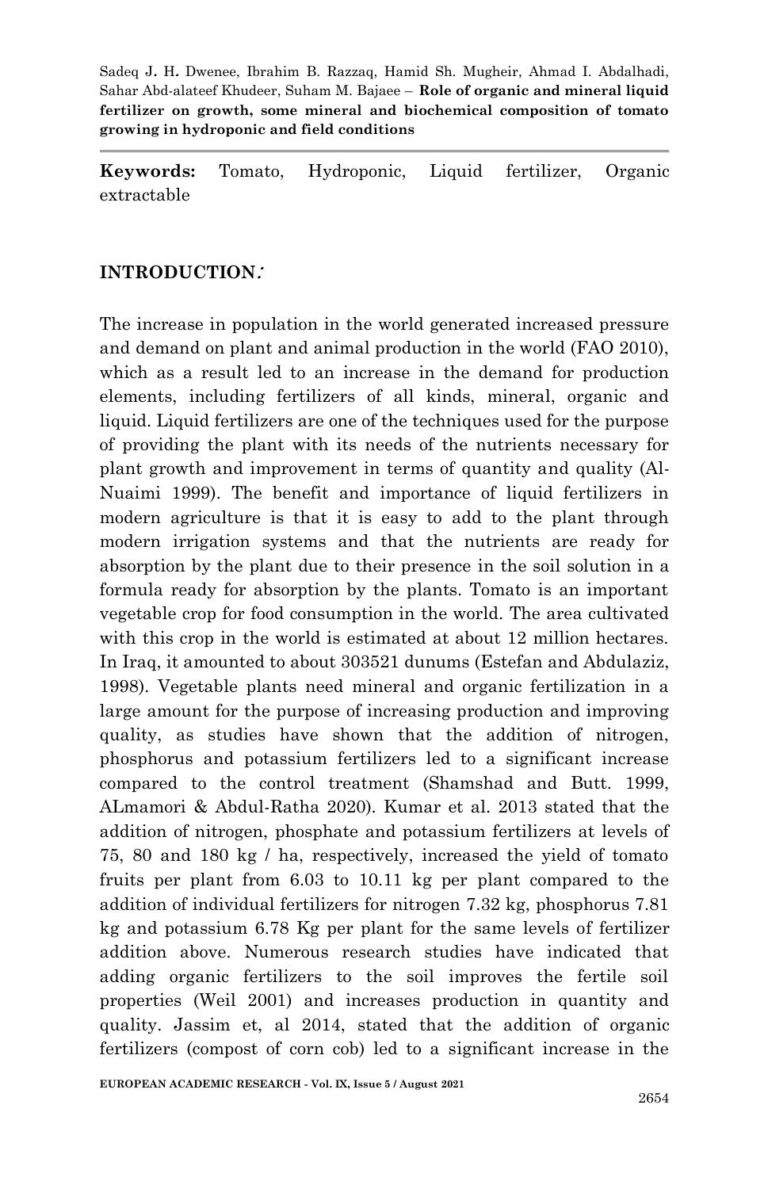**Keywords:** Tomato, Hydroponic, Liquid fertilizer, Organic extractable

## INTRODUCTION:

The increase in population in the world generated increased pressure and demand on plant and animal production in the world (FAO 2010), which as a result led to an increase in the demand for production elements, including fertilizers of all kinds, mineral, organic and liquid. Liquid fertilizers are one of the techniques used for the purpose of providing the plant with its needs of the nutrients necessary for plant growth and improvement in terms of quantity and quality (Al-Nuaimi 1999). The benefit and importance of liquid fertilizers in modern agriculture is that it is easy to add to the plant through modern irrigation systems and that the nutrients are ready for absorption by the plant due to their presence in the soil solution in a formula ready for absorption by the plants. Tomato is an important vegetable crop for food consumption in the world. The area cultivated with this crop in the world is estimated at about 12 million hectares. In Iraq, it amounted to about 303521 dunums (Estefan and Abdulaziz, 1998). Vegetable plants need mineral and organic fertilization in a large amount for the purpose of increasing production and improving quality, as studies have shown that the addition of nitrogen, phosphorus and potassium fertilizers led to a significant increase compared to the control treatment (Shamshad and Butt. 1999, ALmamori & Abdul-Ratha 2020). Kumar et al. 2013 stated that the addition of nitrogen, phosphate and potassium fertilizers at levels of 75, 80 and 180 kg / ha, respectively, increased the yield of tomato fruits per plant from 6.03 to 10.11 kg per plant compared to the addition of individual fertilizers for nitrogen 7.32 kg, phosphorus 7.81 kg and potassium 6.78 Kg per plant for the same levels of fertilizer addition above. Numerous research studies have indicated that adding organic fertilizers to the soil improves the fertile soil properties (Weil 2001) and increases production in quantity and quality. Jassim, et, al 2014, stated that the addition of organic fertilizers (compost of corn cob) led to a significant increase in the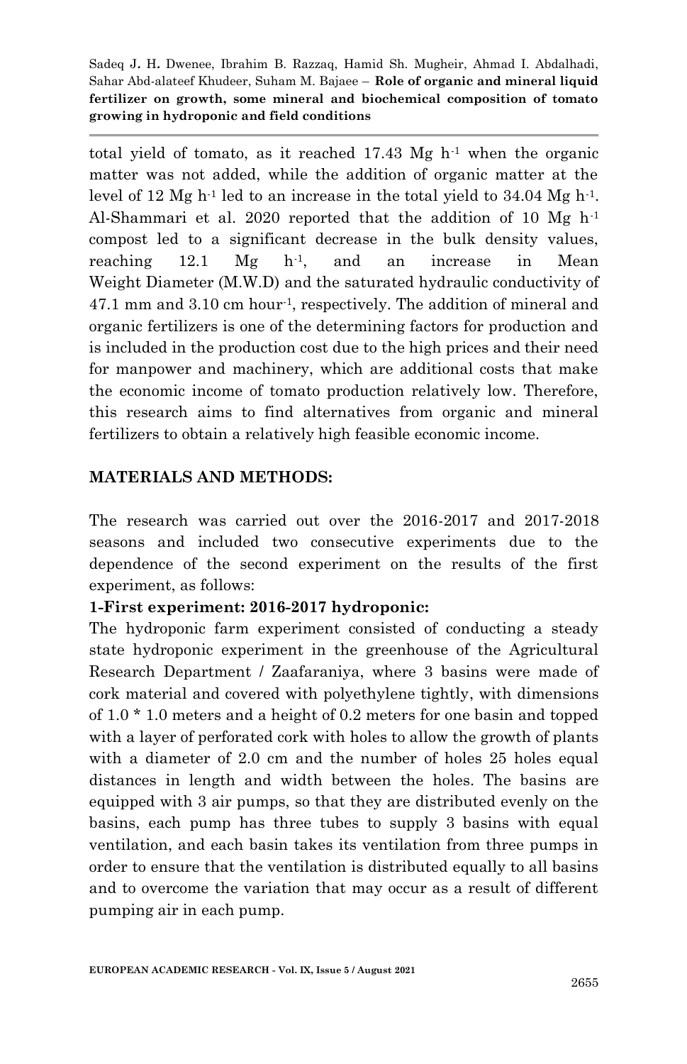total yield of tomato, as it reached 17.43 Mg $h^{-1}$ when the organic matter was not added, while the addition of organic matter at the level of 12 Mg $h^{-1}$ led to an increase in the total yield to 34.04 Mg $h^{-1}$. Al-Shammari et al. 2020 reported that the addition of 10 Mg $h^{-1}$ compost led to a significant decrease in the bulk density values, reaching 12.1 Mg $h^{-1}$, and an increase in Mean Weight Diameter (M.W.D) and the saturated hydraulic conductivity of 47.1 mm and 3.10 cm $hour^{-1}$, respectively. The addition of mineral and organic fertilizers is one of the determining factors for production and is included in the production cost due to the high prices and their need for manpower and machinery, which are additional costs that make the economic income of tomato production relatively low. Therefore, this research aims to find alternatives from organic and mineral fertilizers to obtain a relatively high feasible economic income.

## MATERIALS AND METHODS:

The research was carried out over the 2016-2017 and 2017-2018 seasons and included two consecutive experiments due to the dependence of the second experiment on the results of the first experiment, as follows:

**1-First experiment: 2016-2017 hydroponic:**

The hydroponic farm experiment consisted of conducting a steady state hydroponic experiment in the greenhouse of the Agricultural Research Department / Zaafaraniya, where 3 basins were made of cork material and covered with polyethylene tightly, with dimensions of 1.0 * 1.0 meters and a height of 0.2 meters for one basin and topped with a layer of perforated cork with holes to allow the growth of plants with a diameter of 2.0 cm and the number of holes 25 holes equal distances in length and width between the holes. The basins are equipped with 3 air pumps, so that they are distributed evenly on the basins, each pump has three tubes to supply 3 basins with equal ventilation, and each basin takes its ventilation from three pumps in order to ensure that the ventilation is distributed equally to all basins and to overcome the variation that may occur as a result of different pumping air in each pump.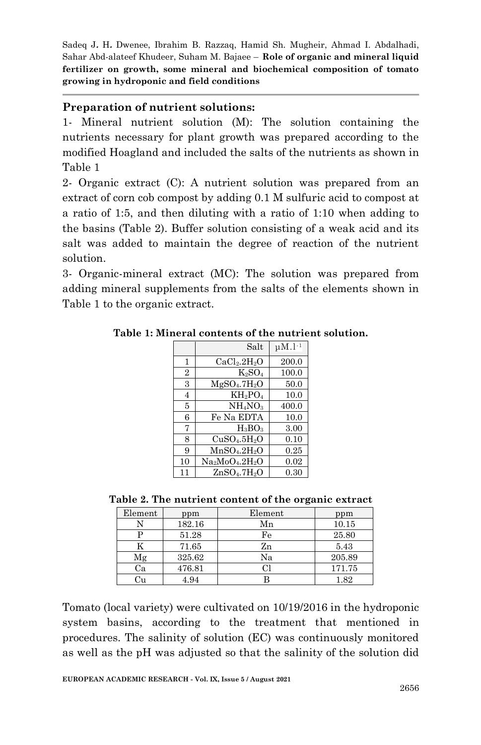**Preparation of nutrient solutions:**

1- Mineral nutrient solution (M): The solution containing the nutrients necessary for plant growth was prepared according to the modified Hoagland and included the salts of the nutrients as shown in Table 1

2- Organic extract (C): A nutrient solution was prepared from an extract of corn cob compost by adding 0.1 M sulfuric acid to compost at a ratio of 1:5, and then diluting with a ratio of 1:10 when adding to the basins (Table 2). Buffer solution consisting of a weak acid and its salt was added to maintain the degree of reaction of the nutrient solution.

3- Organic-mineral extract (MC): The solution was prepared from adding mineral supplements from the salts of the elements shown in Table 1 to the organic extract.

**Table 1: Mineral contents of the nutrient solution.**

| | Salt | $\mu M.l^{-1}$ |
|---|---|---|
| 1 | $CaCl_2.2H_2O$ | 200.0 |
| 2 | $K_2SO_4$ | 100.0 |
| 3 | $MgSO_4.7H_2O$ | 50.0 |
| 4 | $KH_2PO_4$ | 10.0 |
| 5 | $NH_4NO_3$ | 400.0 |
| 6 | Fe Na EDTA | 10.0 |
| 7 | $H_3BO_3$ | 3.00 |
| 8 | $CuSO_4.5H_2O$ | 0.10 |
| 9 | $MnSO_4.2H_2O$ | 0.25 |
| 10 | $Na_2MoO_4.2H_2O$ | 0.02 |
| 11 | $ZnSO_4.7H_2O$ | 0.30 |

**Table 2. The nutrient content of the organic extract**

| Element | ppm | Element | ppm |
|---|---|---|---|
| N | 182.16 | Mn | 10.15 |
| P | 51.28 | Fe | 25.80 |
| K | 71.65 | Zn | 5.43 |
| Mg | 325.62 | Na | 205.89 |
| Ca | 476.81 | Cl | 171.75 |
| Cu | 4.94 | B | 1.82 |

Tomato (local variety) were cultivated on 10/19/2016 in the hydroponic system basins, according to the treatment that mentioned in procedures. The salinity of solution (EC) was continuously monitored as well as the pH was adjusted so that the salinity of the solution did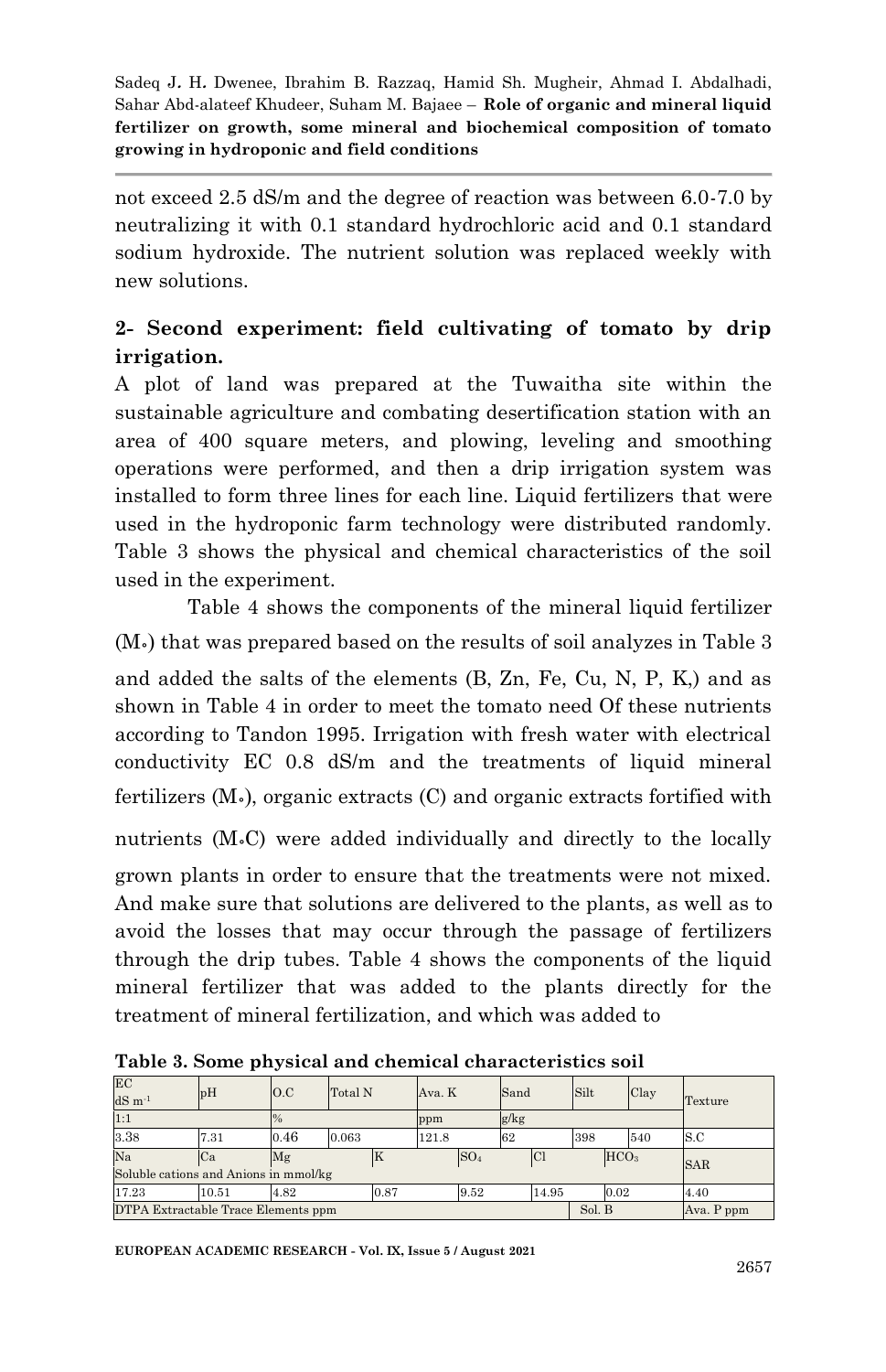not exceed 2.5 dS/m and the degree of reaction was between 6.0-7.0 by neutralizing it with 0.1 standard hydrochloric acid and 0.1 standard sodium hydroxide. The nutrient solution was replaced weekly with new solutions.

## 2- Second experiment: field cultivating of tomato by drip irrigation.

A plot of land was prepared at the Tuwaitha site within the sustainable agriculture and combating desertification station with an area of 400 square meters, and plowing, leveling and smoothing operations were performed, and then a drip irrigation system was installed to form three lines for each line. Liquid fertilizers that were used in the hydroponic farm technology were distributed randomly. Table 3 shows the physical and chemical characteristics of the soil used in the experiment.

Table 4 shows the components of the mineral liquid fertilizer (M∘) that was prepared based on the results of soil analyzes in Table 3 and added the salts of the elements (B, Zn, Fe, Cu, N, P, K,) and as shown in Table 4 in order to meet the tomato need Of these nutrients according to Tandon 1995. Irrigation with fresh water with electrical conductivity EC 0.8 dS/m and the treatments of liquid mineral fertilizers (M∘), organic extracts (C) and organic extracts fortified with nutrients (M∘C) were added individually and directly to the locally grown plants in order to ensure that the treatments were not mixed. And make sure that solutions are delivered to the plants, as well as to avoid the losses that may occur through the passage of fertilizers through the drip tubes. Table 4 shows the components of the liquid mineral fertilizer that was added to the plants directly for the treatment of mineral fertilization, and which was added to

**Table 3. Some physical and chemical characteristics soil**

| EC $dS\ m^{-1}$ | pH | O.C | Total N | Ava. K | Sand | Silt | Clay | Texture |
|---|---|---|---|---|---|---|---|---|
| 1:1 | | % | | ppm | g/kg | | | |
| 3.38 | 7.31 | 0.46 | 0.063 | 121.8 | 62 | 398 | 540 | S.C |
| Na | Ca | Mg | K | $SO_4$ | Cl | $HCO_3$ | | SAR |
| Soluble cations and Anions in mmol/kg | | | | | | | | |
| 17.23 | 10.51 | 4.82 | 0.87 | 9.52 | 14.95 | 0.02 | | 4.40 |
| DTPA Extractable Trace Elements ppm | | | | | | Sol. B | | Ava. P ppm |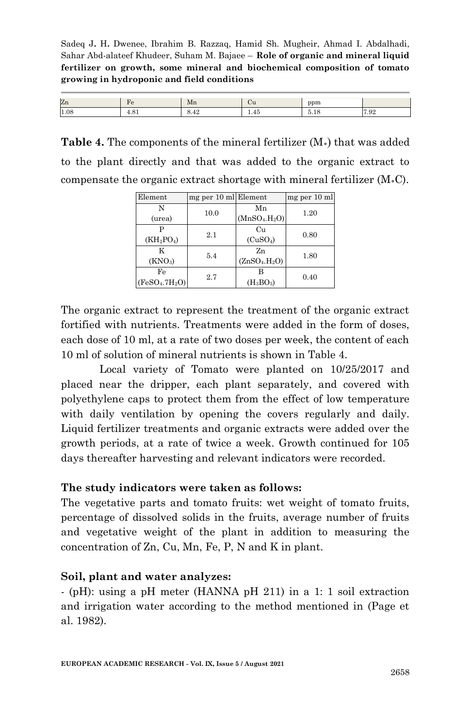| Zn | Fe | Mn | Cu | ppm | |
|---|---|---|---|---|---|
| 1.08 | 4.81 | 8.42 | 1.45 | 5.18 | 7.92 |

**Table 4.** The components of the mineral fertilizer ($M_∘$) that was added to the plant directly and that was added to the organic extract to compensate the organic extract shortage with mineral fertilizer ($M_∘C$).

| Element | mg per 10 ml | Element | mg per 10 ml |
|---|---|---|---|
| N (urea) | 10.0 | Mn ($MnSO_4.H_2O$) | 1.20 |
| P ($KH_2PO_4$) | 2.1 | Cu ($CuSO_4$) | 0.80 |
| K ($KNO_3$) | 5.4 | Zn ($ZnSO_4.H_2O$) | 1.80 |
| Fe ($FeSO_4.7H_2O$) | 2.7 | B ($H_3BO_3$) | 0.40 |

The organic extract to represent the treatment of the organic extract fortified with nutrients. Treatments were added in the form of doses, each dose of 10 ml, at a rate of two doses per week, the content of each 10 ml of solution of mineral nutrients is shown in Table 4.

Local variety of Tomato were planted on 10/25/2017 and placed near the dripper, each plant separately, and covered with polyethylene caps to protect them from the effect of low temperature with daily ventilation by opening the covers regularly and daily. Liquid fertilizer treatments and organic extracts were added over the growth periods, at a rate of twice a week. Growth continued for 105 days thereafter harvesting and relevant indicators were recorded.

### The study indicators were taken as follows:

The vegetative parts and tomato fruits: wet weight of tomato fruits, percentage of dissolved solids in the fruits, average number of fruits and vegetative weight of the plant in addition to measuring the concentration of Zn, Cu, Mn, Fe, P, N and K in plant.

### Soil, plant and water analyzes:

- (pH): using a pH meter (HANNA pH 211) in a 1: 1 soil extraction and irrigation water according to the method mentioned in (Page et al. 1982).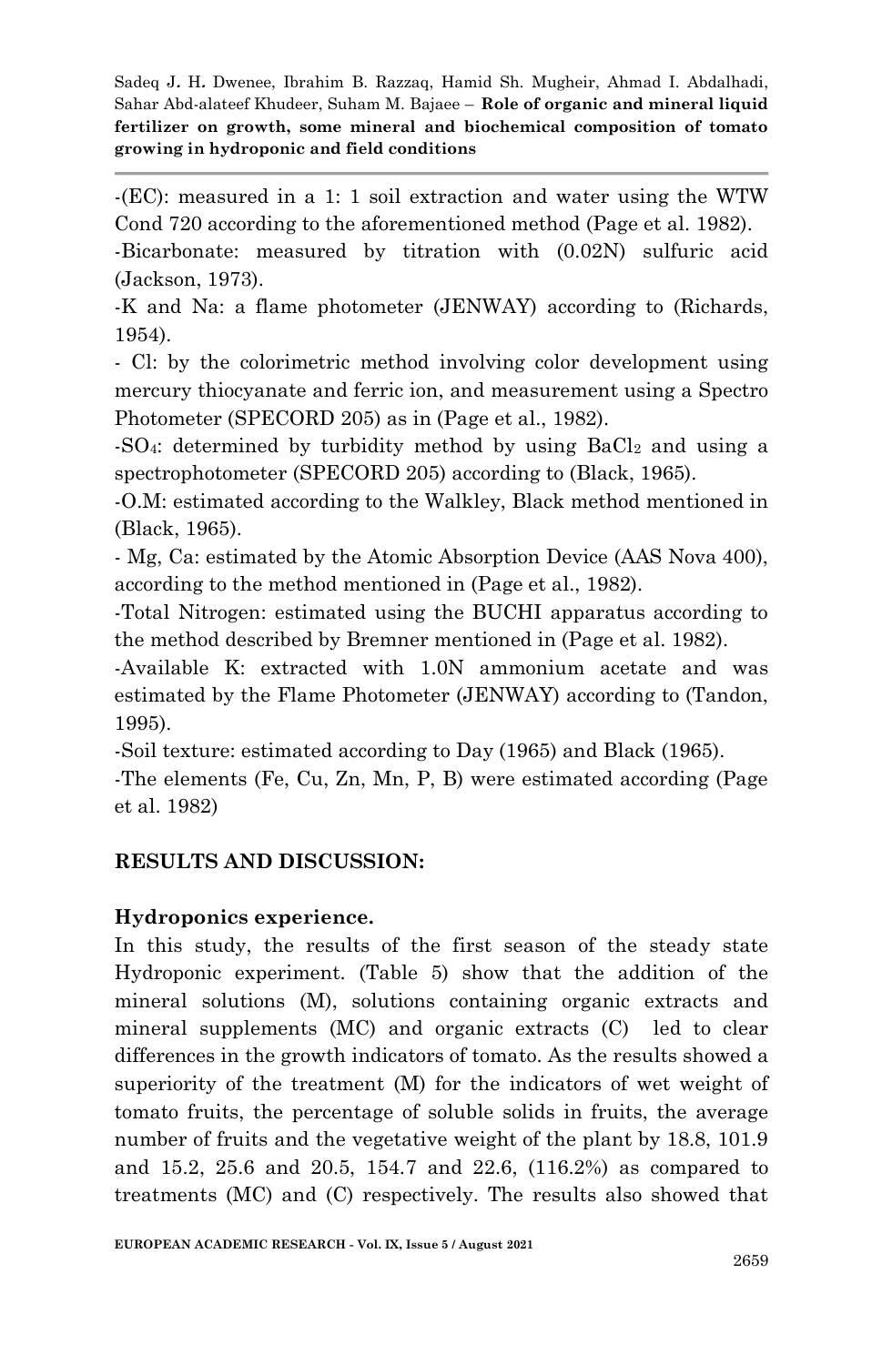-(EC): measured in a 1: 1 soil extraction and water using the WTW Cond 720 according to the aforementioned method (Page et al. 1982).

-Bicarbonate: measured by titration with (0.02N) sulfuric acid (Jackson, 1973).

-K and Na: a flame photometer (JENWAY) according to (Richards, 1954).

- Cl: by the colorimetric method involving color development using mercury thiocyanate and ferric ion, and measurement using a Spectro Photometer (SPECORD 205) as in (Page et al., 1982).

-$SO_4$: determined by turbidity method by using $BaCl_2$ and using a spectrophotometer (SPECORD 205) according to (Black, 1965).

-O.M: estimated according to the Walkley, Black method mentioned in (Black, 1965).

- Mg, Ca: estimated by the Atomic Absorption Device (AAS Nova 400), according to the method mentioned in (Page et al., 1982).

-Total Nitrogen: estimated using the BUCHI apparatus according to the method described by Bremner mentioned in (Page et al. 1982).

-Available K: extracted with 1.0N ammonium acetate and was estimated by the Flame Photometer (JENWAY) according to (Tandon, 1995).

-Soil texture: estimated according to Day (1965) and Black (1965).

-The elements (Fe, Cu, Zn, Mn, P, B) were estimated according (Page et al. 1982)

## RESULTS AND DISCUSSION:

### Hydroponics experience.

In this study, the results of the first season of the steady state Hydroponic experiment. (Table 5) show that the addition of the mineral solutions (M), solutions containing organic extracts and mineral supplements (MC) and organic extracts (C) led to clear differences in the growth indicators of tomato. As the results showed a superiority of the treatment (M) for the indicators of wet weight of tomato fruits, the percentage of soluble solids in fruits, the average number of fruits and the vegetative weight of the plant by 18.8, 101.9 and 15.2, 25.6 and 20.5, 154.7 and 22.6, (116.2%) as compared to treatments (MC) and (C) respectively. The results also showed that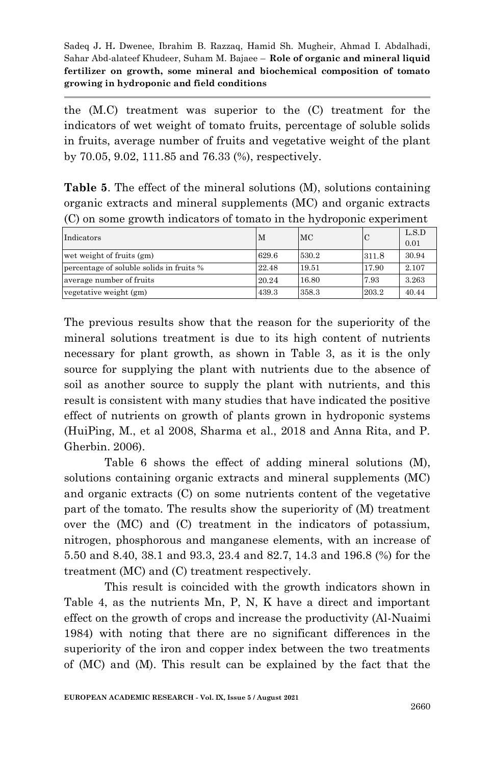the (M.C) treatment was superior to the (C) treatment for the indicators of wet weight of tomato fruits, percentage of soluble solids in fruits, average number of fruits and vegetative weight of the plant by 70.05, 9.02, 111.85 and 76.33 (%), respectively.

**Table 5**. The effect of the mineral solutions (M), solutions containing organic extracts and mineral supplements (MC) and organic extracts (C) on some growth indicators of tomato in the hydroponic experiment

| Indicators | M | MC | C | L.S.D 0.01 |
|---|---|---|---|---|
| wet weight of fruits (gm) | 629.6 | 530.2 | 311.8 | 30.94 |
| percentage of soluble solids in fruits % | 22.48 | 19.51 | 17.90 | 2.107 |
| average number of fruits | 20.24 | 16.80 | 7.93 | 3.263 |
| vegetative weight (gm) | 439.3 | 358.3 | 203.2 | 40.44 |

The previous results show that the reason for the superiority of the mineral solutions treatment is due to its high content of nutrients necessary for plant growth, as shown in Table 3, as it is the only source for supplying the plant with nutrients due to the absence of soil as another source to supply the plant with nutrients, and this result is consistent with many studies that have indicated the positive effect of nutrients on growth of plants grown in hydroponic systems (HuiPing, M., et al 2008, Sharma et al., 2018 and Anna Rita, and P. Gherbin. 2006).

Table 6 shows the effect of adding mineral solutions (M), solutions containing organic extracts and mineral supplements (MC) and organic extracts (C) on some nutrients content of the vegetative part of the tomato. The results show the superiority of (M) treatment over the (MC) and (C) treatment in the indicators of potassium, nitrogen, phosphorous and manganese elements, with an increase of 5.50 and 8.40, 38.1 and 93.3, 23.4 and 82.7, 14.3 and 196.8 (%) for the treatment (MC) and (C) treatment respectively.

This result is coincided with the growth indicators shown in Table 4, as the nutrients Mn, P, N, K have a direct and important effect on the growth of crops and increase the productivity (Al-Nuaimi 1984) with noting that there are no significant differences in the superiority of the iron and copper index between the two treatments of (MC) and (M). This result can be explained by the fact that the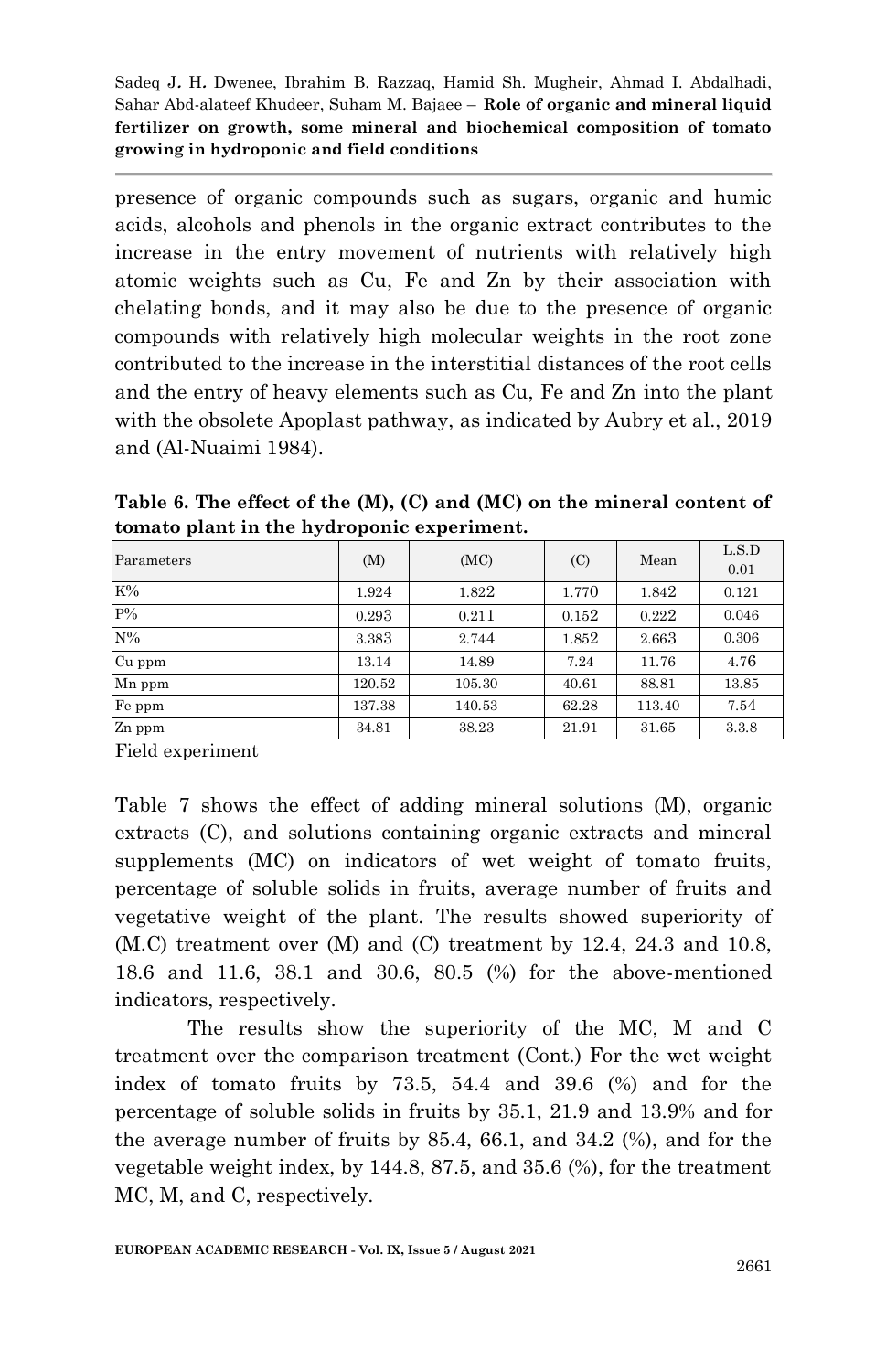presence of organic compounds such as sugars, organic and humic acids, alcohols and phenols in the organic extract contributes to the increase in the entry movement of nutrients with relatively high atomic weights such as Cu, Fe and Zn by their association with chelating bonds, and it may also be due to the presence of organic compounds with relatively high molecular weights in the root zone contributed to the increase in the interstitial distances of the root cells and the entry of heavy elements such as Cu, Fe and Zn into the plant with the obsolete Apoplast pathway, as indicated by Aubry et al., 2019 and (Al-Nuaimi 1984).

**Table 6. The effect of the (M), (C) and (MC) on the mineral content of tomato plant in the hydroponic experiment.**

| Parameters | (M) | (MC) | (C) | Mean | L.S.D 0.01 |
|---|---|---|---|---|---|
| K% | 1.924 | 1.822 | 1.770 | 1.842 | 0.121 |
| P% | 0.293 | 0.211 | 0.152 | 0.222 | 0.046 |
| N% | 3.383 | 2.744 | 1.852 | 2.663 | 0.306 |
| Cu ppm | 13.14 | 14.89 | 7.24 | 11.76 | 4.76 |
| Mn ppm | 120.52 | 105.30 | 40.61 | 88.81 | 13.85 |
| Fe ppm | 137.38 | 140.53 | 62.28 | 113.40 | 7.54 |
| Zn ppm | 34.81 | 38.23 | 21.91 | 31.65 | 3.3.8 |

Field experiment

Table 7 shows the effect of adding mineral solutions (M), organic extracts (C), and solutions containing organic extracts and mineral supplements (MC) on indicators of wet weight of tomato fruits, percentage of soluble solids in fruits, average number of fruits and vegetative weight of the plant. The results showed superiority of (M.C) treatment over (M) and (C) treatment by 12.4, 24.3 and 10.8, 18.6 and 11.6, 38.1 and 30.6, 80.5 (%) for the above-mentioned indicators, respectively.

The results show the superiority of the MC, M and C treatment over the comparison treatment (Cont.) For the wet weight index of tomato fruits by 73.5, 54.4 and 39.6 (%) and for the percentage of soluble solids in fruits by 35.1, 21.9 and 13.9% and for the average number of fruits by 85.4, 66.1, and 34.2 (%), and for the vegetable weight index, by 144.8, 87.5, and 35.6 (%), for the treatment MC, M, and C, respectively.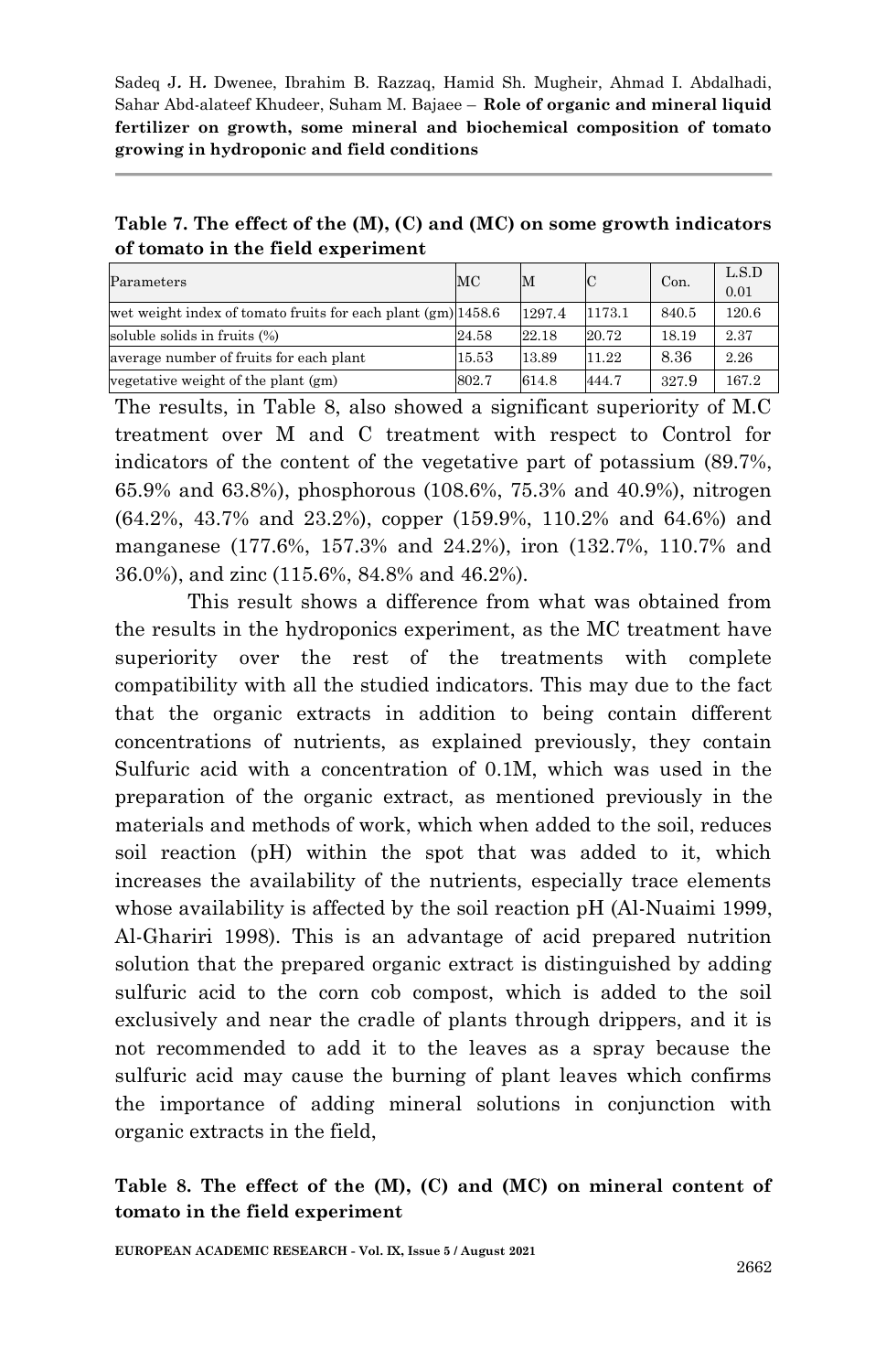**Table 7. The effect of the (M), (C) and (MC) on some growth indicators of tomato in the field experiment**

| Parameters | MC | M | C | Con. | L.S.D 0.01 |
|---|---|---|---|---|---|
| wet weight index of tomato fruits for each plant (gm) | 1458.6 | 1297.4 | 1173.1 | 840.5 | 120.6 |
| soluble solids in fruits (%) | 24.58 | 22.18 | 20.72 | 18.19 | 2.37 |
| average number of fruits for each plant | 15.53 | 13.89 | 11.22 | 8.36 | 2.26 |
| vegetative weight of the plant (gm) | 802.7 | 614.8 | 444.7 | 327.9 | 167.2 |

The results, in Table 8, also showed a significant superiority of M.C treatment over M and C treatment with respect to Control for indicators of the content of the vegetative part of potassium (89.7%, 65.9% and 63.8%), phosphorous (108.6%, 75.3% and 40.9%), nitrogen (64.2%, 43.7% and 23.2%), copper (159.9%, 110.2% and 64.6%) and manganese (177.6%, 157.3% and 24.2%), iron (132.7%, 110.7% and 36.0%), and zinc (115.6%, 84.8% and 46.2%).

This result shows a difference from what was obtained from the results in the hydroponics experiment, as the MC treatment have superiority over the rest of the treatments with complete compatibility with all the studied indicators. This may due to the fact that the organic extracts in addition to being contain different concentrations of nutrients, as explained previously, they contain Sulfuric acid with a concentration of 0.1M, which was used in the preparation of the organic extract, as mentioned previously in the materials and methods of work, which when added to the soil, reduces soil reaction (pH) within the spot that was added to it, which increases the availability of the nutrients, especially trace elements whose availability is affected by the soil reaction pH (Al-Nuaimi 1999, Al-Ghariri 1998). This is an advantage of acid prepared nutrition solution that the prepared organic extract is distinguished by adding sulfuric acid to the corn cob compost, which is added to the soil exclusively and near the cradle of plants through drippers, and it is not recommended to add it to the leaves as a spray because the sulfuric acid may cause the burning of plant leaves which confirms the importance of adding mineral solutions in conjunction with organic extracts in the field,

**Table 8. The effect of the (M), (C) and (MC) on mineral content of tomato in the field experiment**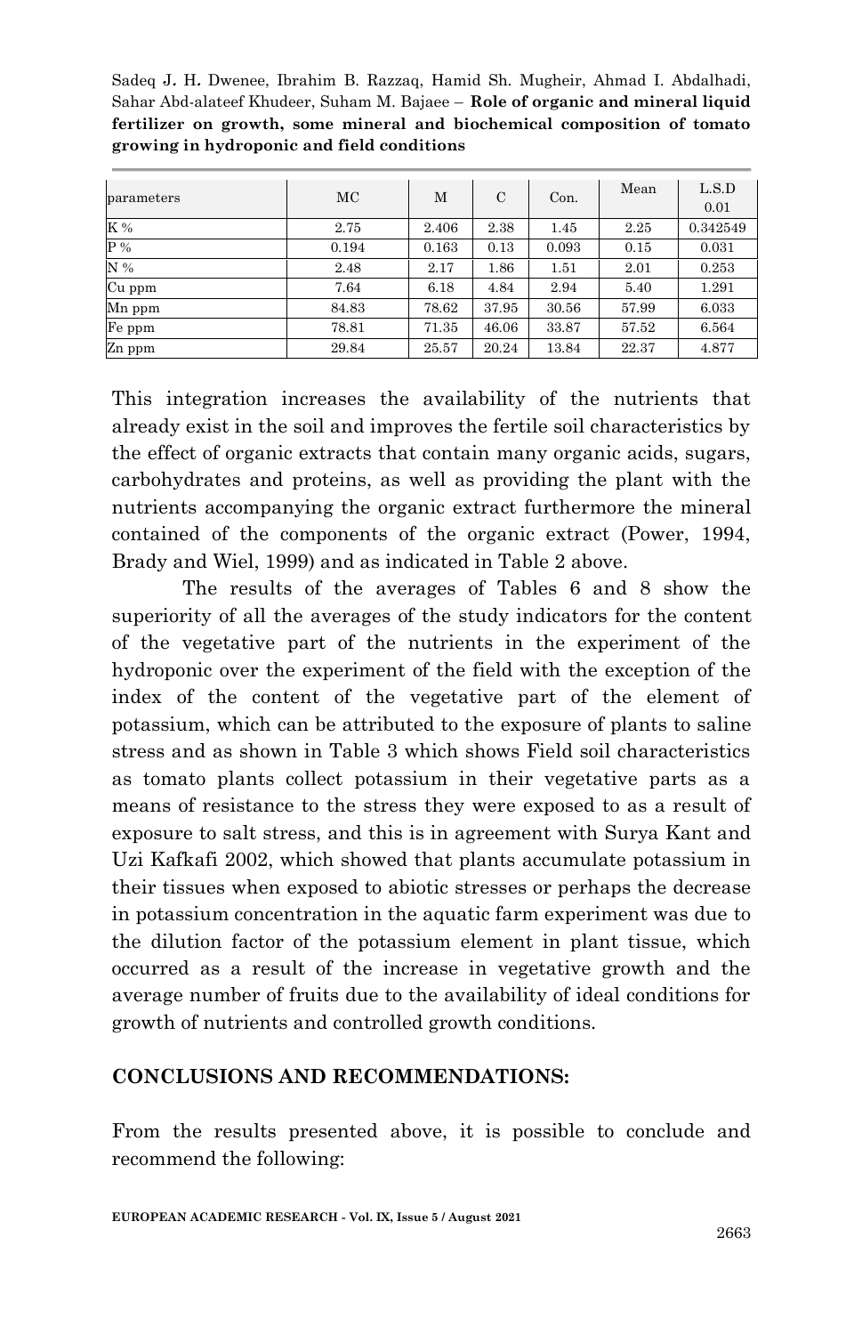| parameters | MC | M | C | Con. | Mean | L.S.D 0.01 |
|---|---|---|---|---|---|---|
| K % | 2.75 | 2.406 | 2.38 | 1.45 | 2.25 | 0.342549 |
| P % | 0.194 | 0.163 | 0.13 | 0.093 | 0.15 | 0.031 |
| N % | 2.48 | 2.17 | 1.86 | 1.51 | 2.01 | 0.253 |
| Cu ppm | 7.64 | 6.18 | 4.84 | 2.94 | 5.40 | 1.291 |
| Mn ppm | 84.83 | 78.62 | 37.95 | 30.56 | 57.99 | 6.033 |
| Fe ppm | 78.81 | 71.35 | 46.06 | 33.87 | 57.52 | 6.564 |
| Zn ppm | 29.84 | 25.57 | 20.24 | 13.84 | 22.37 | 4.877 |

This integration increases the availability of the nutrients that already exist in the soil and improves the fertile soil characteristics by the effect of organic extracts that contain many organic acids, sugars, carbohydrates and proteins, as well as providing the plant with the nutrients accompanying the organic extract furthermore the mineral contained of the components of the organic extract (Power, 1994, Brady and Wiel, 1999) and as indicated in Table 2 above.

The results of the averages of Tables 6 and 8 show the superiority of all the averages of the study indicators for the content of the vegetative part of the nutrients in the experiment of the hydroponic over the experiment of the field with the exception of the index of the content of the vegetative part of the element of potassium, which can be attributed to the exposure of plants to saline stress and as shown in Table 3 which shows Field soil characteristics as tomato plants collect potassium in their vegetative parts as a means of resistance to the stress they were exposed to as a result of exposure to salt stress, and this is in agreement with Surya Kant and Uzi Kafkafi 2002, which showed that plants accumulate potassium in their tissues when exposed to abiotic stresses or perhaps the decrease in potassium concentration in the aquatic farm experiment was due to the dilution factor of the potassium element in plant tissue, which occurred as a result of the increase in vegetative growth and the average number of fruits due to the availability of ideal conditions for growth of nutrients and controlled growth conditions.

## CONCLUSIONS AND RECOMMENDATIONS:

From the results presented above, it is possible to conclude and recommend the following: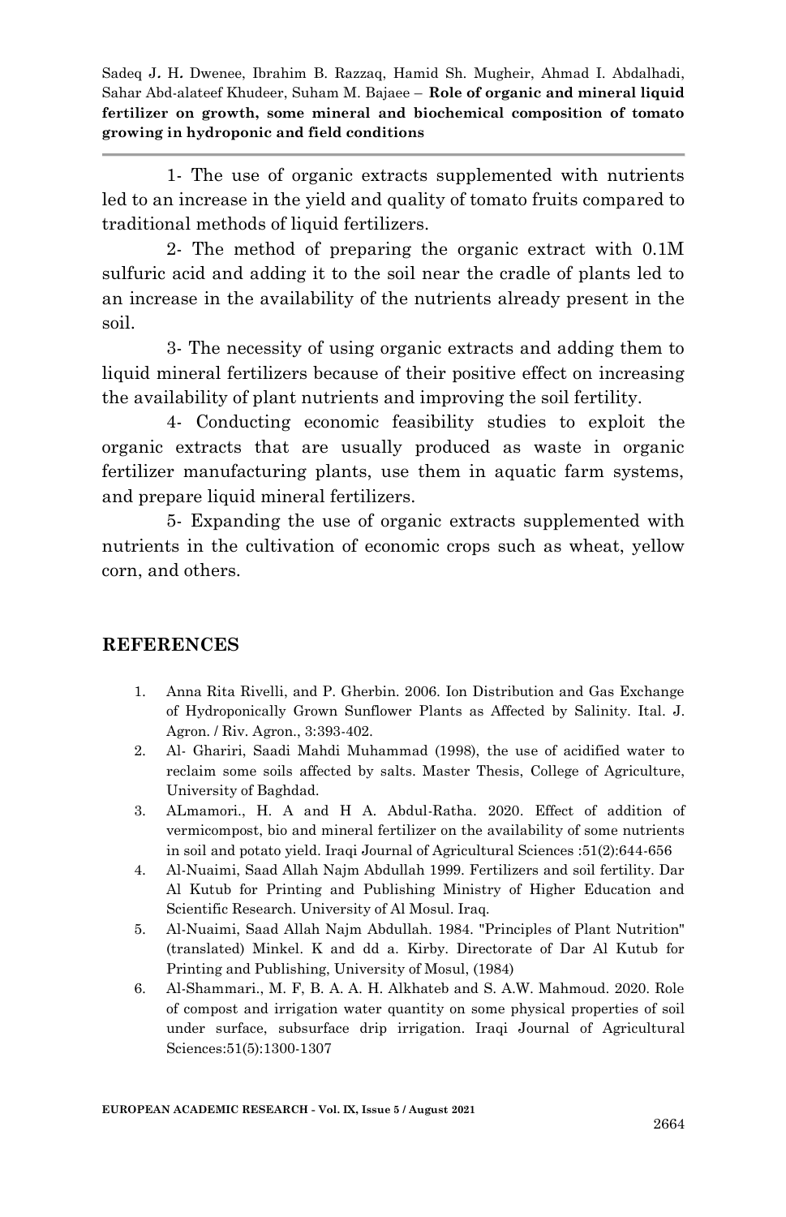1- The use of organic extracts supplemented with nutrients led to an increase in the yield and quality of tomato fruits compared to traditional methods of liquid fertilizers.

2- The method of preparing the organic extract with 0.1M sulfuric acid and adding it to the soil near the cradle of plants led to an increase in the availability of the nutrients already present in the soil.

3- The necessity of using organic extracts and adding them to liquid mineral fertilizers because of their positive effect on increasing the availability of plant nutrients and improving the soil fertility.

4- Conducting economic feasibility studies to exploit the organic extracts that are usually produced as waste in organic fertilizer manufacturing plants, use them in aquatic farm systems, and prepare liquid mineral fertilizers.

5- Expanding the use of organic extracts supplemented with nutrients in the cultivation of economic crops such as wheat, yellow corn, and others.

## REFERENCES

1. Anna Rita Rivelli, and P. Gherbin. 2006. Ion Distribution and Gas Exchange of Hydroponically Grown Sunflower Plants as Affected by Salinity. Ital. J. Agron. / Riv. Agron., 3:393-402.
2. Al- Ghariri, Saadi Mahdi Muhammad (1998), the use of acidified water to reclaim some soils affected by salts. Master Thesis, College of Agriculture, University of Baghdad.
3. ALmamori., H. A and H A. Abdul-Ratha. 2020. Effect of addition of vermicompost, bio and mineral fertilizer on the availability of some nutrients in soil and potato yield. Iraqi Journal of Agricultural Sciences :51(2):644-656
4. Al-Nuaimi, Saad Allah Najm Abdullah 1999. Fertilizers and soil fertility. Dar Al Kutub for Printing and Publishing Ministry of Higher Education and Scientific Research. University of Al Mosul. Iraq.
5. Al-Nuaimi, Saad Allah Najm Abdullah. 1984. "Principles of Plant Nutrition" (translated) Minkel. K and dd a. Kirby. Directorate of Dar Al Kutub for Printing and Publishing, University of Mosul, (1984)
6. Al-Shammari., M. F, B. A. A. H. Alkhateb and S. A.W. Mahmoud. 2020. Role of compost and irrigation water quantity on some physical properties of soil under surface, subsurface drip irrigation. Iraqi Journal of Agricultural Sciences:51(5):1300-1307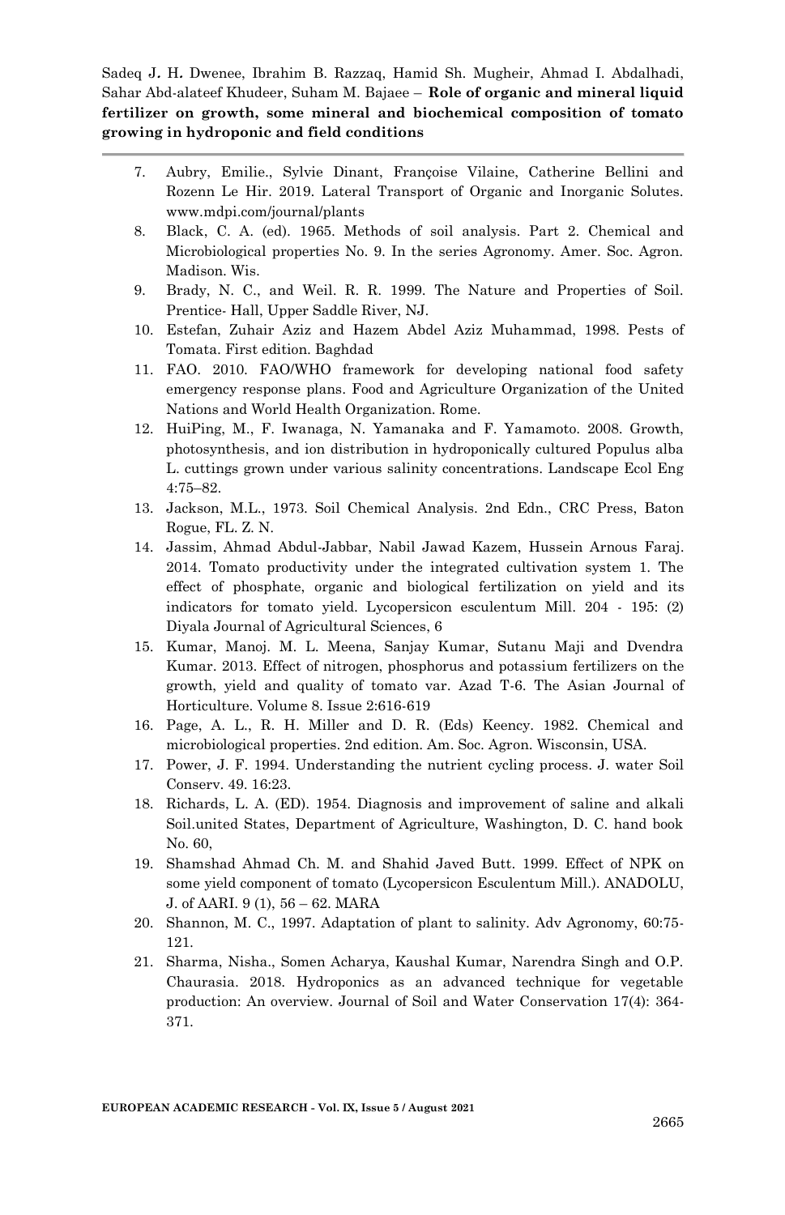7. Aubry, Emilie., Sylvie Dinant, Françoise Vilaine, Catherine Bellini and Rozenn Le Hir. 2019. Lateral Transport of Organic and Inorganic Solutes. www.mdpi.com/journal/plants
8. Black, C. A. (ed). 1965. Methods of soil analysis. Part 2. Chemical and Microbiological properties No. 9. In the series Agronomy. Amer. Soc. Agron. Madison. Wis.
9. Brady, N. C., and Weil. R. R. 1999. The Nature and Properties of Soil. Prentice- Hall, Upper Saddle River, NJ.
10. Estefan, Zuhair Aziz and Hazem Abdel Aziz Muhammad, 1998. Pests of Tomata. First edition. Baghdad
11. FAO. 2010. FAO/WHO framework for developing national food safety emergency response plans. Food and Agriculture Organization of the United Nations and World Health Organization. Rome.
12. HuiPing, M., F. Iwanaga, N. Yamanaka and F. Yamamoto. 2008. Growth, photosynthesis, and ion distribution in hydroponically cultured Populus alba L. cuttings grown under various salinity concentrations. Landscape Ecol Eng 4:75–82.
13. Jackson, M.L., 1973. Soil Chemical Analysis. 2nd Edn., CRC Press, Baton Rogue, FL. Z. N.
14. Jassim, Ahmad Abdul-Jabbar, Nabil Jawad Kazem, Hussein Arnous Faraj. 2014. Tomato productivity under the integrated cultivation system 1. The effect of phosphate, organic and biological fertilization on yield and its indicators for tomato yield. Lycopersicon esculentum Mill. 204 - 195: (2) Diyala Journal of Agricultural Sciences, 6
15. Kumar, Manoj. M. L. Meena, Sanjay Kumar, Sutanu Maji and Dvendra Kumar. 2013. Effect of nitrogen, phosphorus and potassium fertilizers on the growth, yield and quality of tomato var. Azad T-6. The Asian Journal of Horticulture. Volume 8. Issue 2:616-619
16. Page, A. L., R. H. Miller and D. R. (Eds) Keency. 1982. Chemical and microbiological properties. 2nd edition. Am. Soc. Agron. Wisconsin, USA.
17. Power, J. F. 1994. Understanding the nutrient cycling process. J. water Soil Conserv. 49. 16:23.
18. Richards, L. A. (ED). 1954. Diagnosis and improvement of saline and alkali Soil.united States, Department of Agriculture, Washington, D. C. hand book No. 60,
19. Shamshad Ahmad Ch. M. and Shahid Javed Butt. 1999. Effect of NPK on some yield component of tomato (Lycopersicon Esculentum Mill.). ANADOLU, J. of AARI. 9 (1), 56 – 62. MARA
20. Shannon, M. C., 1997. Adaptation of plant to salinity. Adv Agronomy, 60:75-121.
21. Sharma, Nisha., Somen Acharya, Kaushal Kumar, Narendra Singh and O.P. Chaurasia. 2018. Hydroponics as an advanced technique for vegetable production: An overview. Journal of Soil and Water Conservation 17(4): 364-371.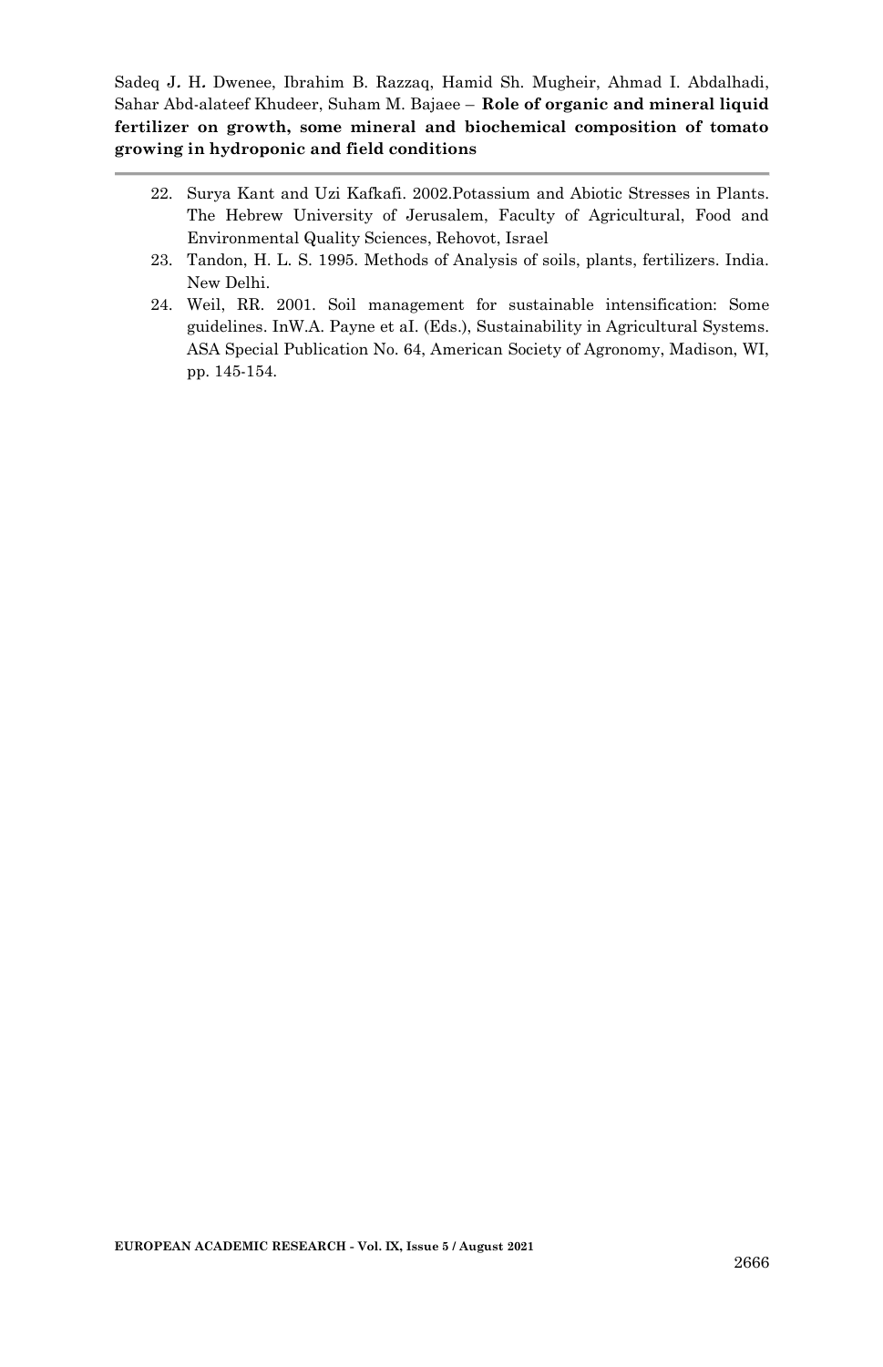22. Surya Kant and Uzi Kafkafi. 2002.Potassium and Abiotic Stresses in Plants. The Hebrew University of Jerusalem, Faculty of Agricultural, Food and Environmental Quality Sciences, Rehovot, Israel
23. Tandon, H. L. S. 1995. Methods of Analysis of soils, plants, fertilizers. India. New Delhi.
24. Weil, RR. 2001. Soil management for sustainable intensification: Some guidelines. InW.A. Payne et aI. (Eds.), Sustainability in Agricultural Systems. ASA Special Publication No. 64, American Society of Agronomy, Madison, WI, pp. 145-154.